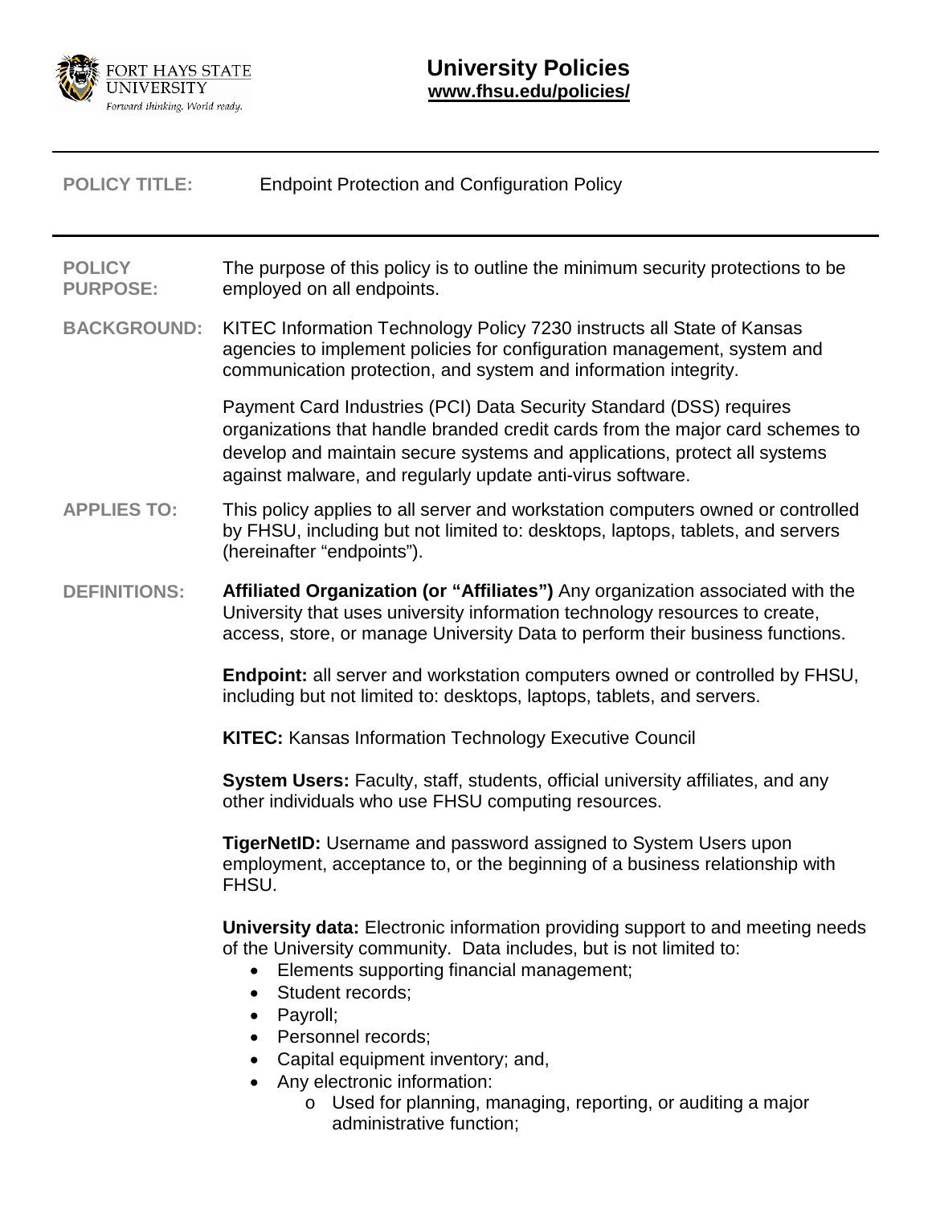FORT HAYS STATE UNIVERSITY
*Forward thinking. World ready.*

# University Policies

**www.fhsu.edu/policies/**

**POLICY TITLE:** Endpoint Protection and Configuration Policy

**POLICY PURPOSE:** The purpose of this policy is to outline the minimum security protections to be employed on all endpoints.

**BACKGROUND:** KITEC Information Technology Policy 7230 instructs all State of Kansas agencies to implement policies for configuration management, system and communication protection, and system and information integrity.

Payment Card Industries (PCI) Data Security Standard (DSS) requires organizations that handle branded credit cards from the major card schemes to develop and maintain secure systems and applications, protect all systems against malware, and regularly update anti-virus software.

**APPLIES TO:** This policy applies to all server and workstation computers owned or controlled by FHSU, including but not limited to: desktops, laptops, tablets, and servers (hereinafter "endpoints").

**DEFINITIONS:**

**Affiliated Organization (or "Affiliates")** Any organization associated with the University that uses university information technology resources to create, access, store, or manage University Data to perform their business functions.

**Endpoint:** all server and workstation computers owned or controlled by FHSU, including but not limited to: desktops, laptops, tablets, and servers.

**KITEC:** Kansas Information Technology Executive Council

**System Users:** Faculty, staff, students, official university affiliates, and any other individuals who use FHSU computing resources.

**TigerNetID:** Username and password assigned to System Users upon employment, acceptance to, or the beginning of a business relationship with FHSU.

**University data:** Electronic information providing support to and meeting needs of the University community. Data includes, but is not limited to:

- Elements supporting financial management;
- Student records;
- Payroll;
- Personnel records;
- Capital equipment inventory; and,
- Any electronic information:
  - Used for planning, managing, reporting, or auditing a major administrative function;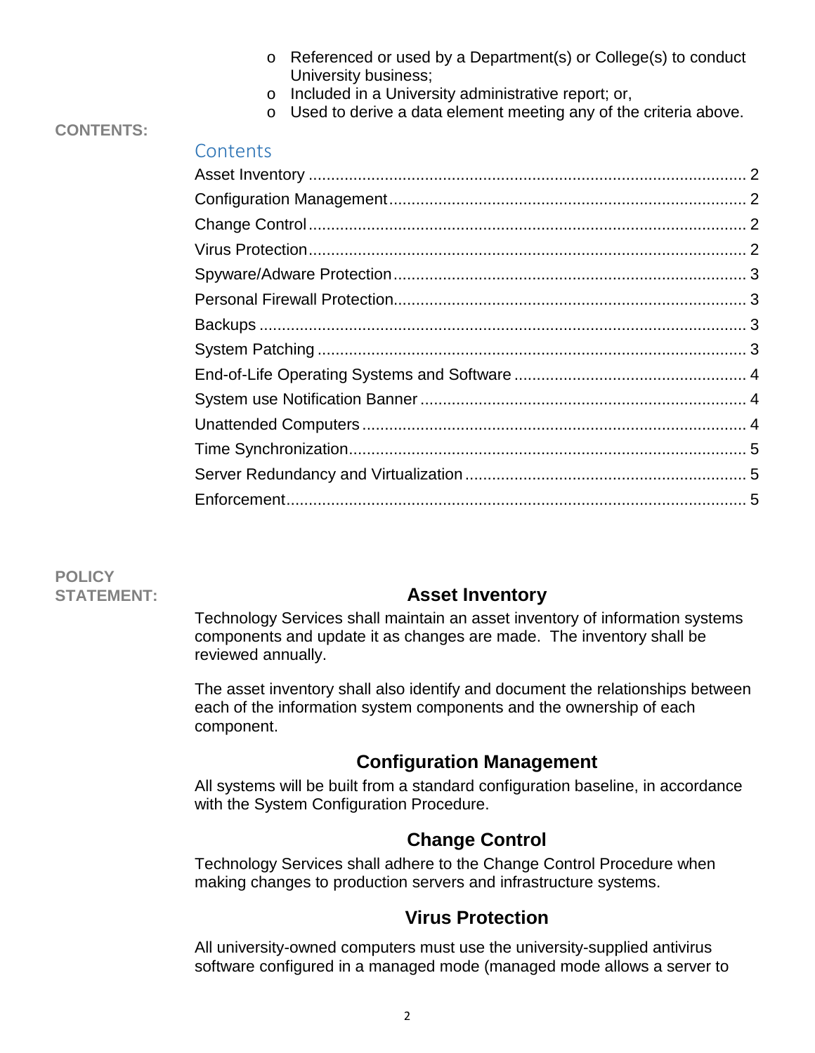- Referenced or used by a Department(s) or College(s) to conduct University business;
- Included in a University administrative report; or,
- Used to derive a data element meeting any of the criteria above.

**CONTENTS:**

## Contents

| | |
|---|---|
| Asset Inventory | 2 |
| Configuration Management | 2 |
| Change Control | 2 |
| Virus Protection | 2 |
| Spyware/Adware Protection | 3 |
| Personal Firewall Protection | 3 |
| Backups | 3 |
| System Patching | 3 |
| End-of-Life Operating Systems and Software | 4 |
| System use Notification Banner | 4 |
| Unattended Computers | 4 |
| Time Synchronization | 5 |
| Server Redundancy and Virtualization | 5 |
| Enforcement | 5 |

**POLICY STATEMENT:**

## Asset Inventory

Technology Services shall maintain an asset inventory of information systems components and update it as changes are made. The inventory shall be reviewed annually.

The asset inventory shall also identify and document the relationships between each of the information system components and the ownership of each component.

## Configuration Management

All systems will be built from a standard configuration baseline, in accordance with the System Configuration Procedure.

## Change Control

Technology Services shall adhere to the Change Control Procedure when making changes to production servers and infrastructure systems.

## Virus Protection

All university-owned computers must use the university-supplied antivirus software configured in a managed mode (managed mode allows a server to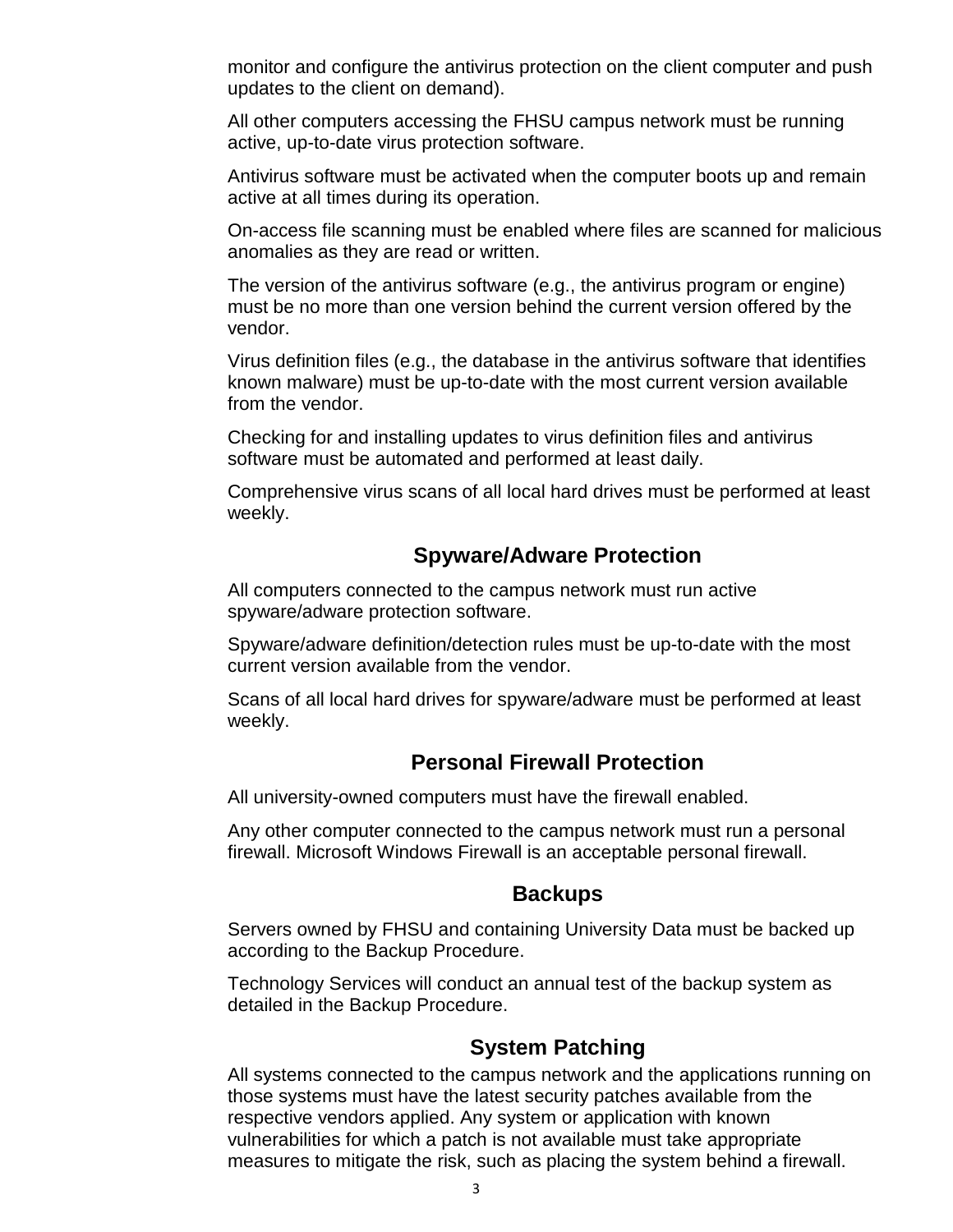monitor and configure the antivirus protection on the client computer and push updates to the client on demand).

All other computers accessing the FHSU campus network must be running active, up-to-date virus protection software.

Antivirus software must be activated when the computer boots up and remain active at all times during its operation.

On-access file scanning must be enabled where files are scanned for malicious anomalies as they are read or written.

The version of the antivirus software (e.g., the antivirus program or engine) must be no more than one version behind the current version offered by the vendor.

Virus definition files (e.g., the database in the antivirus software that identifies known malware) must be up-to-date with the most current version available from the vendor.

Checking for and installing updates to virus definition files and antivirus software must be automated and performed at least daily.

Comprehensive virus scans of all local hard drives must be performed at least weekly.

## Spyware/Adware Protection

All computers connected to the campus network must run active spyware/adware protection software.

Spyware/adware definition/detection rules must be up-to-date with the most current version available from the vendor.

Scans of all local hard drives for spyware/adware must be performed at least weekly.

## Personal Firewall Protection

All university-owned computers must have the firewall enabled.

Any other computer connected to the campus network must run a personal firewall. Microsoft Windows Firewall is an acceptable personal firewall.

## Backups

Servers owned by FHSU and containing University Data must be backed up according to the Backup Procedure.

Technology Services will conduct an annual test of the backup system as detailed in the Backup Procedure.

## System Patching

All systems connected to the campus network and the applications running on those systems must have the latest security patches available from the respective vendors applied. Any system or application with known vulnerabilities for which a patch is not available must take appropriate measures to mitigate the risk, such as placing the system behind a firewall.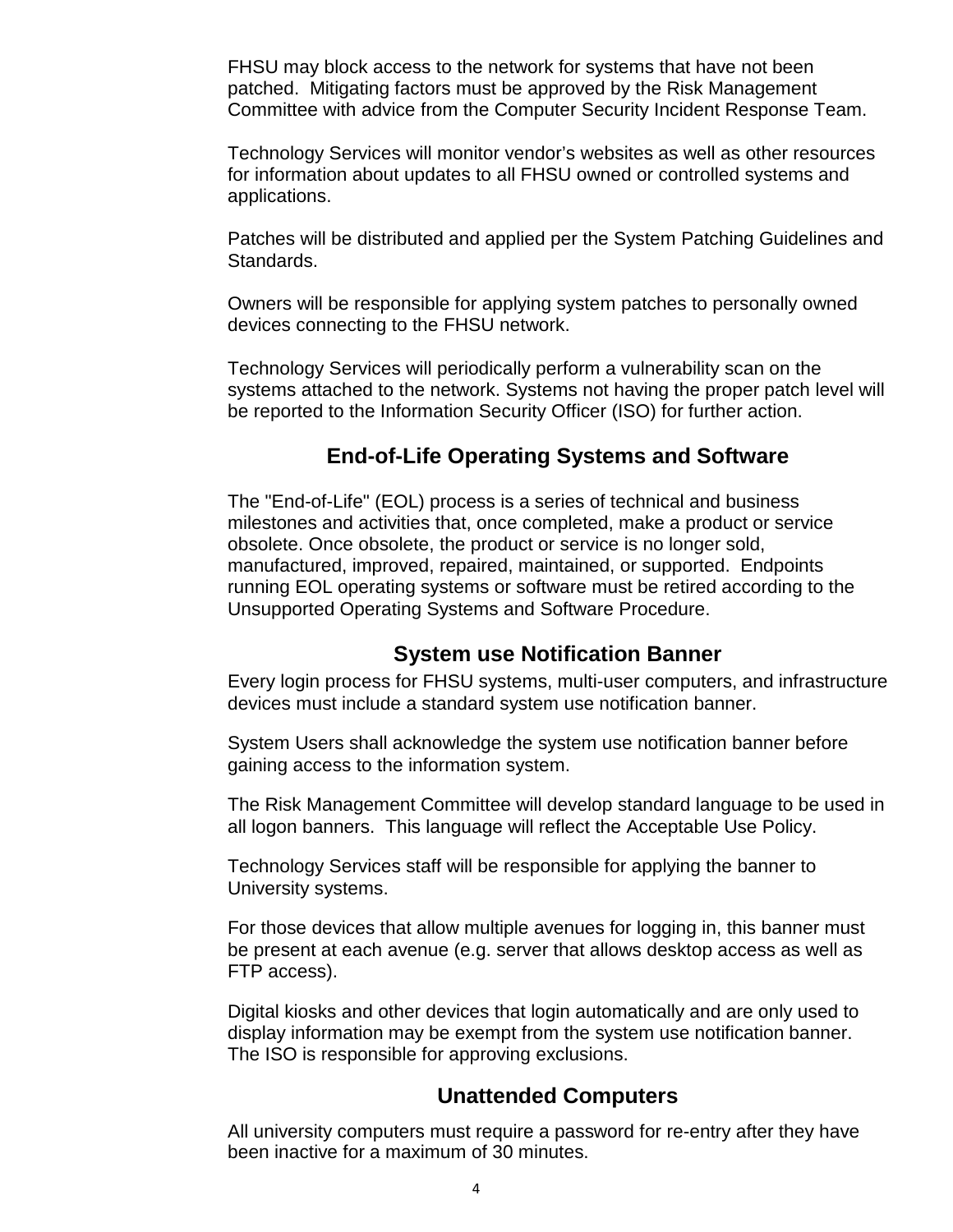FHSU may block access to the network for systems that have not been patched.  Mitigating factors must be approved by the Risk Management Committee with advice from the Computer Security Incident Response Team.

Technology Services will monitor vendor's websites as well as other resources for information about updates to all FHSU owned or controlled systems and applications.

Patches will be distributed and applied per the System Patching Guidelines and Standards.

Owners will be responsible for applying system patches to personally owned devices connecting to the FHSU network.

Technology Services will periodically perform a vulnerability scan on the systems attached to the network. Systems not having the proper patch level will be reported to the Information Security Officer (ISO) for further action.

## End-of-Life Operating Systems and Software

The "End-of-Life" (EOL) process is a series of technical and business milestones and activities that, once completed, make a product or service obsolete. Once obsolete, the product or service is no longer sold, manufactured, improved, repaired, maintained, or supported.  Endpoints running EOL operating systems or software must be retired according to the Unsupported Operating Systems and Software Procedure.

## System use Notification Banner

Every login process for FHSU systems, multi-user computers, and infrastructure devices must include a standard system use notification banner.

System Users shall acknowledge the system use notification banner before gaining access to the information system.

The Risk Management Committee will develop standard language to be used in all logon banners.  This language will reflect the Acceptable Use Policy.

Technology Services staff will be responsible for applying the banner to University systems.

For those devices that allow multiple avenues for logging in, this banner must be present at each avenue (e.g. server that allows desktop access as well as FTP access).

Digital kiosks and other devices that login automatically and are only used to display information may be exempt from the system use notification banner. The ISO is responsible for approving exclusions.

## Unattended Computers

All university computers must require a password for re-entry after they have been inactive for a maximum of 30 minutes.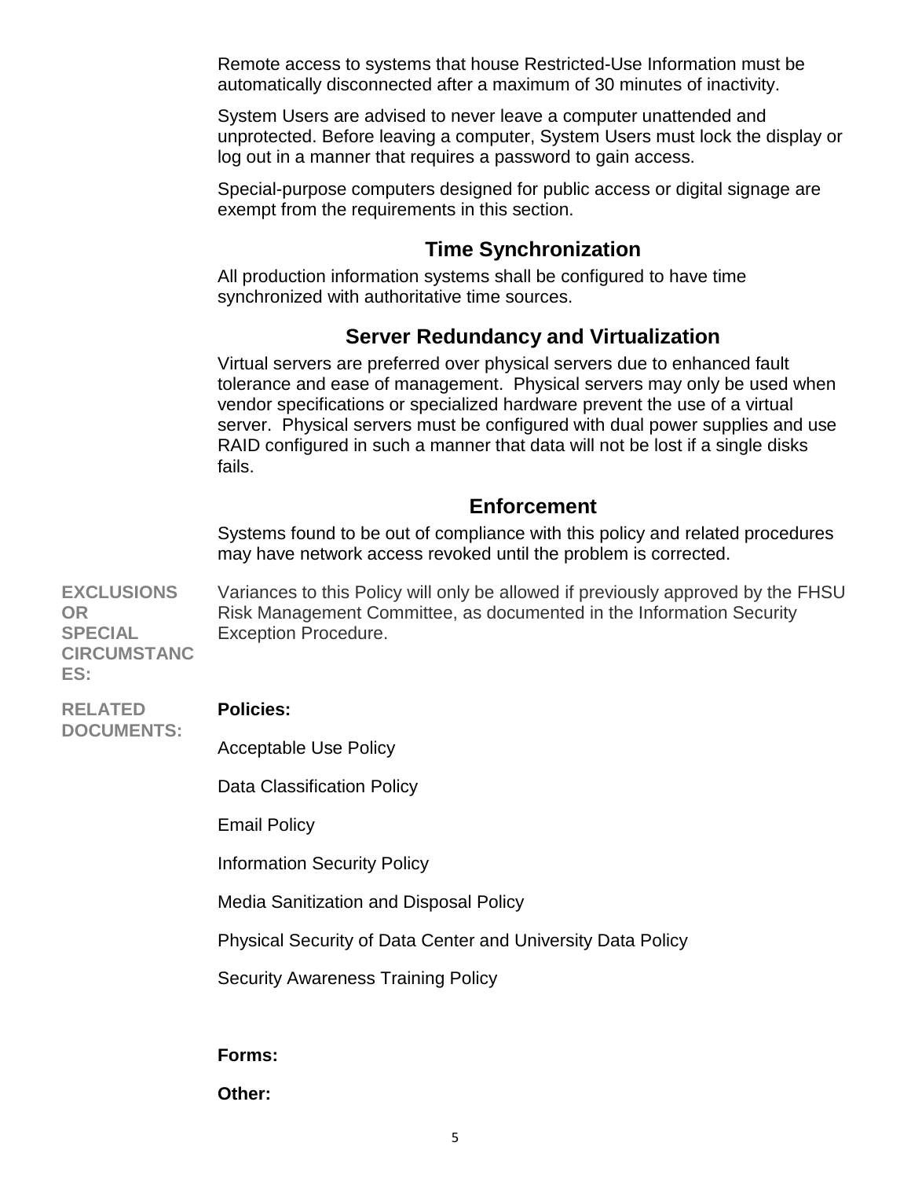Remote access to systems that house Restricted-Use Information must be automatically disconnected after a maximum of 30 minutes of inactivity.

System Users are advised to never leave a computer unattended and unprotected. Before leaving a computer, System Users must lock the display or log out in a manner that requires a password to gain access.

Special-purpose computers designed for public access or digital signage are exempt from the requirements in this section.

### Time Synchronization

All production information systems shall be configured to have time synchronized with authoritative time sources.

### Server Redundancy and Virtualization

Virtual servers are preferred over physical servers due to enhanced fault tolerance and ease of management. Physical servers may only be used when vendor specifications or specialized hardware prevent the use of a virtual server. Physical servers must be configured with dual power supplies and use RAID configured in such a manner that data will not be lost if a single disks fails.

### Enforcement

Systems found to be out of compliance with this policy and related procedures may have network access revoked until the problem is corrected.

**EXCLUSIONS OR SPECIAL CIRCUMSTANCES:**

Variances to this Policy will only be allowed if previously approved by the FHSU Risk Management Committee, as documented in the Information Security Exception Procedure.

**RELATED DOCUMENTS:**

**Policies:**

Acceptable Use Policy

Data Classification Policy

Email Policy

Information Security Policy

Media Sanitization and Disposal Policy

Physical Security of Data Center and University Data Policy

Security Awareness Training Policy

**Forms:**

**Other:**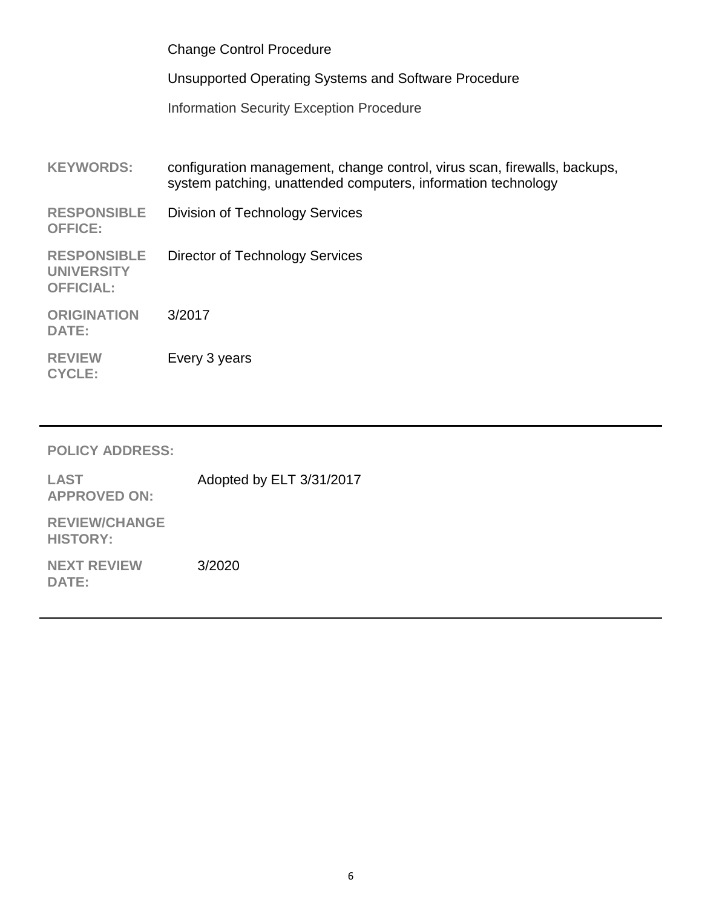Change Control Procedure

Unsupported Operating Systems and Software Procedure

Information Security Exception Procedure

| | |
|---|---|
| **KEYWORDS:** | configuration management, change control, virus scan, firewalls, backups, system patching, unattended computers, information technology |
| **RESPONSIBLE OFFICE:** | Division of Technology Services |
| **RESPONSIBLE UNIVERSITY OFFICIAL:** | Director of Technology Services |
| **ORIGINATION DATE:** | 3/2017 |
| **REVIEW CYCLE:** | Every 3 years |

---

**POLICY ADDRESS:**

| | |
|---|---|
| **LAST APPROVED ON:** | Adopted by ELT 3/31/2017 |
| **REVIEW/CHANGE HISTORY:** | |
| **NEXT REVIEW DATE:** | 3/2020 |

---